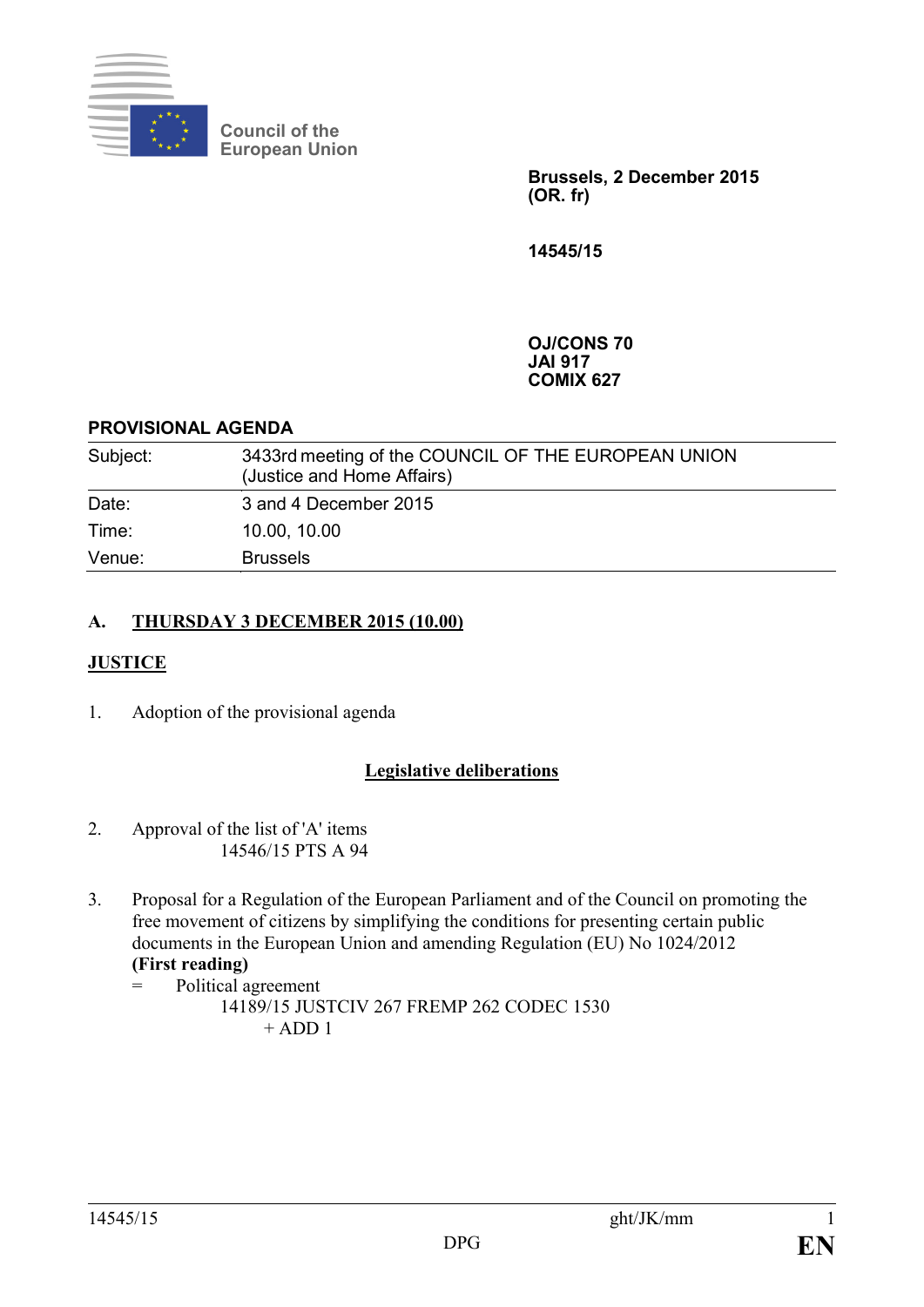Council of the European Union

**Brussels, 2 December 2015**
**(OR. fr)**

**14545/15**

**OJ/CONS 70**
**JAI 917**
**COMIX 627**

**PROVISIONAL AGENDA**

| Subject: | 3433rd meeting of the COUNCIL OF THE EUROPEAN UNION (Justice and Home Affairs) |
| --- | --- |
| Date: | 3 and 4 December 2015 |
| Time: | 10.00, 10.00 |
| Venue: | Brussels |

## A. THURSDAY 3 DECEMBER 2015 (10.00)

### JUSTICE

1. Adoption of the provisional agenda

**Legislative deliberations**

2. Approval of the list of 'A' items
   14546/15 PTS A 94

3. Proposal for a Regulation of the European Parliament and of the Council on promoting the free movement of citizens by simplifying the conditions for presenting certain public documents in the European Union and amending Regulation (EU) No 1024/2012
   **(First reading)**
   = Political agreement
   14189/15 JUSTCIV 267 FREMP 262 CODEC 1530
   + ADD 1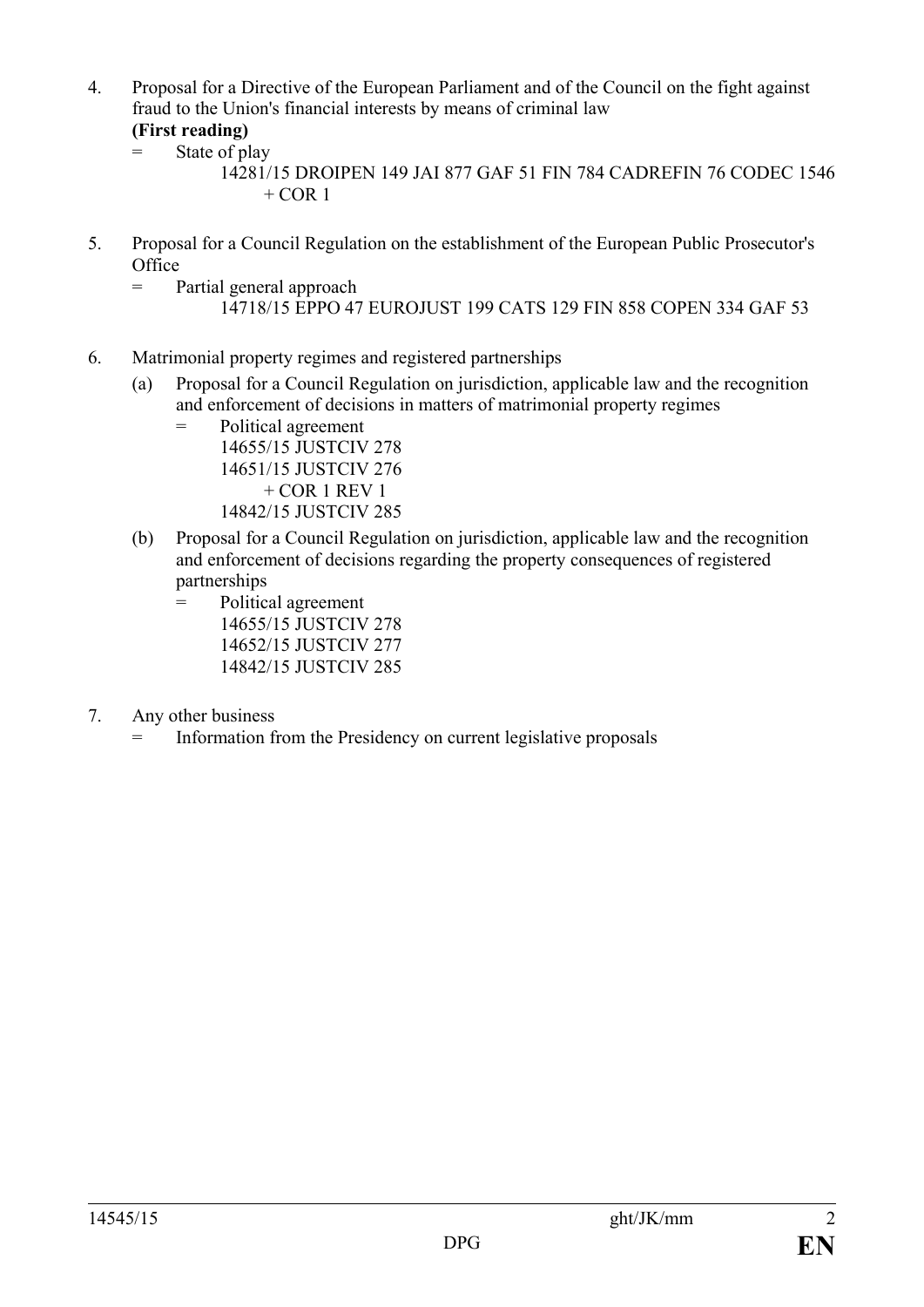4. Proposal for a Directive of the European Parliament and of the Council on the fight against fraud to the Union's financial interests by means of criminal law
   **(First reading)**
   = State of play
     14281/15 DROIPEN 149 JAI 877 GAF 51 FIN 784 CADREFIN 76 CODEC 1546
     + COR 1

5. Proposal for a Council Regulation on the establishment of the European Public Prosecutor's Office
   = Partial general approach
     14718/15 EPPO 47 EUROJUST 199 CATS 129 FIN 858 COPEN 334 GAF 53

6. Matrimonial property regimes and registered partnerships
   (a) Proposal for a Council Regulation on jurisdiction, applicable law and the recognition and enforcement of decisions in matters of matrimonial property regimes
       = Political agreement
         14655/15 JUSTCIV 278
         14651/15 JUSTCIV 276
         + COR 1 REV 1
         14842/15 JUSTCIV 285
   (b) Proposal for a Council Regulation on jurisdiction, applicable law and the recognition and enforcement of decisions regarding the property consequences of registered partnerships
       = Political agreement
         14655/15 JUSTCIV 278
         14652/15 JUSTCIV 277
         14842/15 JUSTCIV 285

7. Any other business
   = Information from the Presidency on current legislative proposals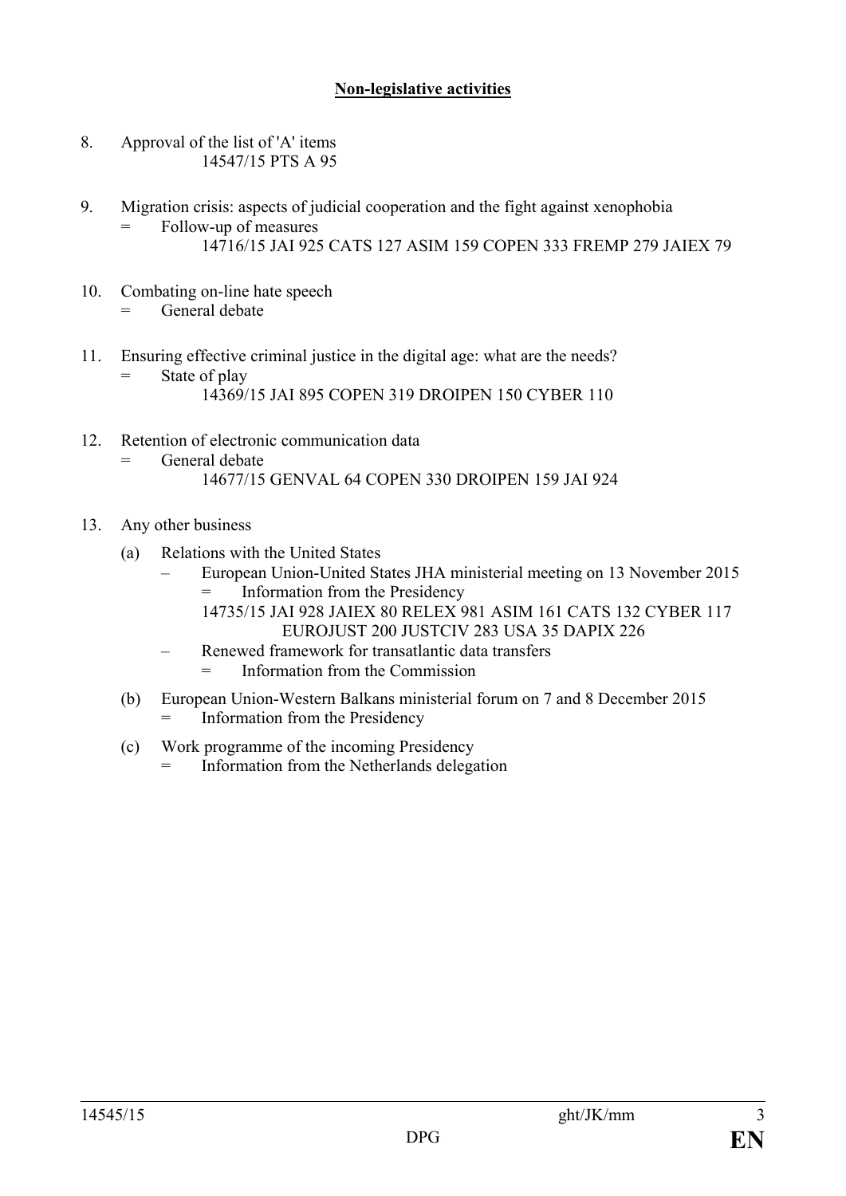**Non-legislative activities**

8. Approval of the list of 'A' items
   14547/15 PTS A 95

9. Migration crisis: aspects of judicial cooperation and the fight against xenophobia
   = Follow-up of measures
   14716/15 JAI 925 CATS 127 ASIM 159 COPEN 333 FREMP 279 JAIEX 79

10. Combating on-line hate speech
    = General debate

11. Ensuring effective criminal justice in the digital age: what are the needs?
    = State of play
    14369/15 JAI 895 COPEN 319 DROIPEN 150 CYBER 110

12. Retention of electronic communication data
    = General debate
    14677/15 GENVAL 64 COPEN 330 DROIPEN 159 JAI 924

13. Any other business

    (a) Relations with the United States
        – European Union-United States JHA ministerial meeting on 13 November 2015
          = Information from the Presidency
          14735/15 JAI 928 JAIEX 80 RELEX 981 ASIM 161 CATS 132 CYBER 117 EUROJUST 200 JUSTCIV 283 USA 35 DAPIX 226
        – Renewed framework for transatlantic data transfers
          = Information from the Commission

    (b) European Union-Western Balkans ministerial forum on 7 and 8 December 2015
        = Information from the Presidency

    (c) Work programme of the incoming Presidency
        = Information from the Netherlands delegation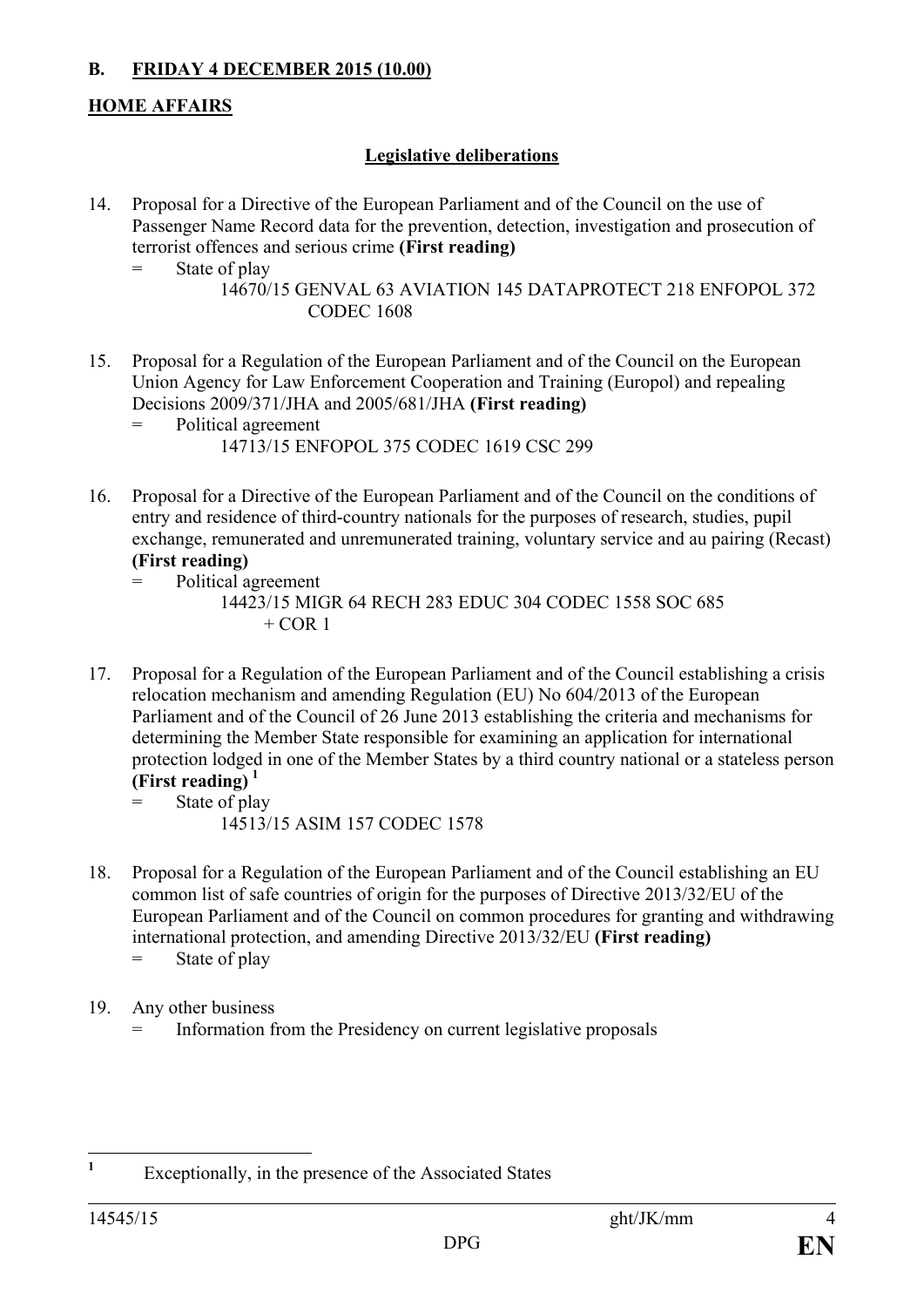**B. <u>FRIDAY 4 DECEMBER 2015 (10.00)</u>**

**<u>HOME AFFAIRS</u>**

**<u>Legislative deliberations</u>**

14. Proposal for a Directive of the European Parliament and of the Council on the use of Passenger Name Record data for the prevention, detection, investigation and prosecution of terrorist offences and serious crime **(First reading)**

    = State of play

    14670/15 GENVAL 63 AVIATION 145 DATAPROTECT 218 ENFOPOL 372 CODEC 1608

15. Proposal for a Regulation of the European Parliament and of the Council on the European Union Agency for Law Enforcement Cooperation and Training (Europol) and repealing Decisions 2009/371/JHA and 2005/681/JHA **(First reading)**

    = Political agreement

    14713/15 ENFOPOL 375 CODEC 1619 CSC 299

16. Proposal for a Directive of the European Parliament and of the Council on the conditions of entry and residence of third-country nationals for the purposes of research, studies, pupil exchange, remunerated and unremunerated training, voluntary service and au pairing (Recast) **(First reading)**

    = Political agreement

    14423/15 MIGR 64 RECH 283 EDUC 304 CODEC 1558 SOC 685 + COR 1

17. Proposal for a Regulation of the European Parliament and of the Council establishing a crisis relocation mechanism and amending Regulation (EU) No 604/2013 of the European Parliament and of the Council of 26 June 2013 establishing the criteria and mechanisms for determining the Member State responsible for examining an application for international protection lodged in one of the Member States by a third country national or a stateless person **(First reading)** [1]

    = State of play

    14513/15 ASIM 157 CODEC 1578

18. Proposal for a Regulation of the European Parliament and of the Council establishing an EU common list of safe countries of origin for the purposes of Directive 2013/32/EU of the European Parliament and of the Council on common procedures for granting and withdrawing international protection, and amending Directive 2013/32/EU **(First reading)**

    = State of play

19. Any other business

    = Information from the Presidency on current legislative proposals

---

[1] Exceptionally, in the presence of the Associated States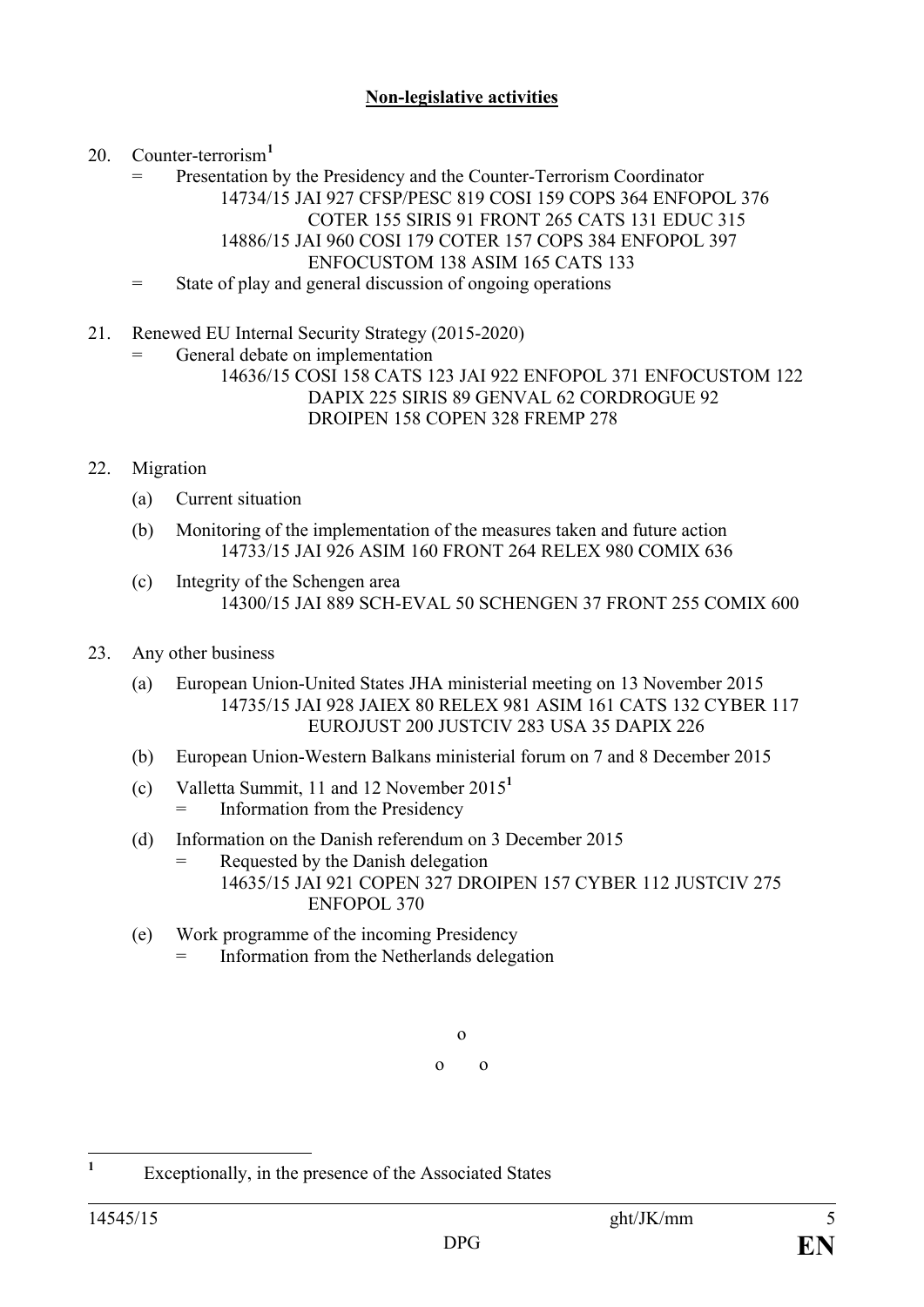## Non-legislative activities

20. Counter-terrorism[1]
    = Presentation by the Presidency and the Counter-Terrorism Coordinator
      14734/15 JAI 927 CFSP/PESC 819 COSI 159 COPS 364 ENFOPOL 376 COTER 155 SIRIS 91 FRONT 265 CATS 131 EDUC 315
      14886/15 JAI 960 COSI 179 COTER 157 COPS 384 ENFOPOL 397 ENFOCUSTOM 138 ASIM 165 CATS 133
    = State of play and general discussion of ongoing operations

21. Renewed EU Internal Security Strategy (2015-2020)
    = General debate on implementation
      14636/15 COSI 158 CATS 123 JAI 922 ENFOPOL 371 ENFOCUSTOM 122 DAPIX 225 SIRIS 89 GENVAL 62 CORDROGUE 92 DROIPEN 158 COPEN 328 FREMP 278

22. Migration
    (a) Current situation
    (b) Monitoring of the implementation of the measures taken and future action
        14733/15 JAI 926 ASIM 160 FRONT 264 RELEX 980 COMIX 636
    (c) Integrity of the Schengen area
        14300/15 JAI 889 SCH-EVAL 50 SCHENGEN 37 FRONT 255 COMIX 600

23. Any other business
    (a) European Union-United States JHA ministerial meeting on 13 November 2015
        14735/15 JAI 928 JAIEX 80 RELEX 981 ASIM 161 CATS 132 CYBER 117 EUROJUST 200 JUSTCIV 283 USA 35 DAPIX 226
    (b) European Union-Western Balkans ministerial forum on 7 and 8 December 2015
    (c) Valletta Summit, 11 and 12 November 2015[1]
        = Information from the Presidency
    (d) Information on the Danish referendum on 3 December 2015
        = Requested by the Danish delegation
          14635/15 JAI 921 COPEN 327 DROIPEN 157 CYBER 112 JUSTCIV 275 ENFOPOL 370
    (e) Work programme of the incoming Presidency
        = Information from the Netherlands delegation

o

o o

[1] Exceptionally, in the presence of the Associated States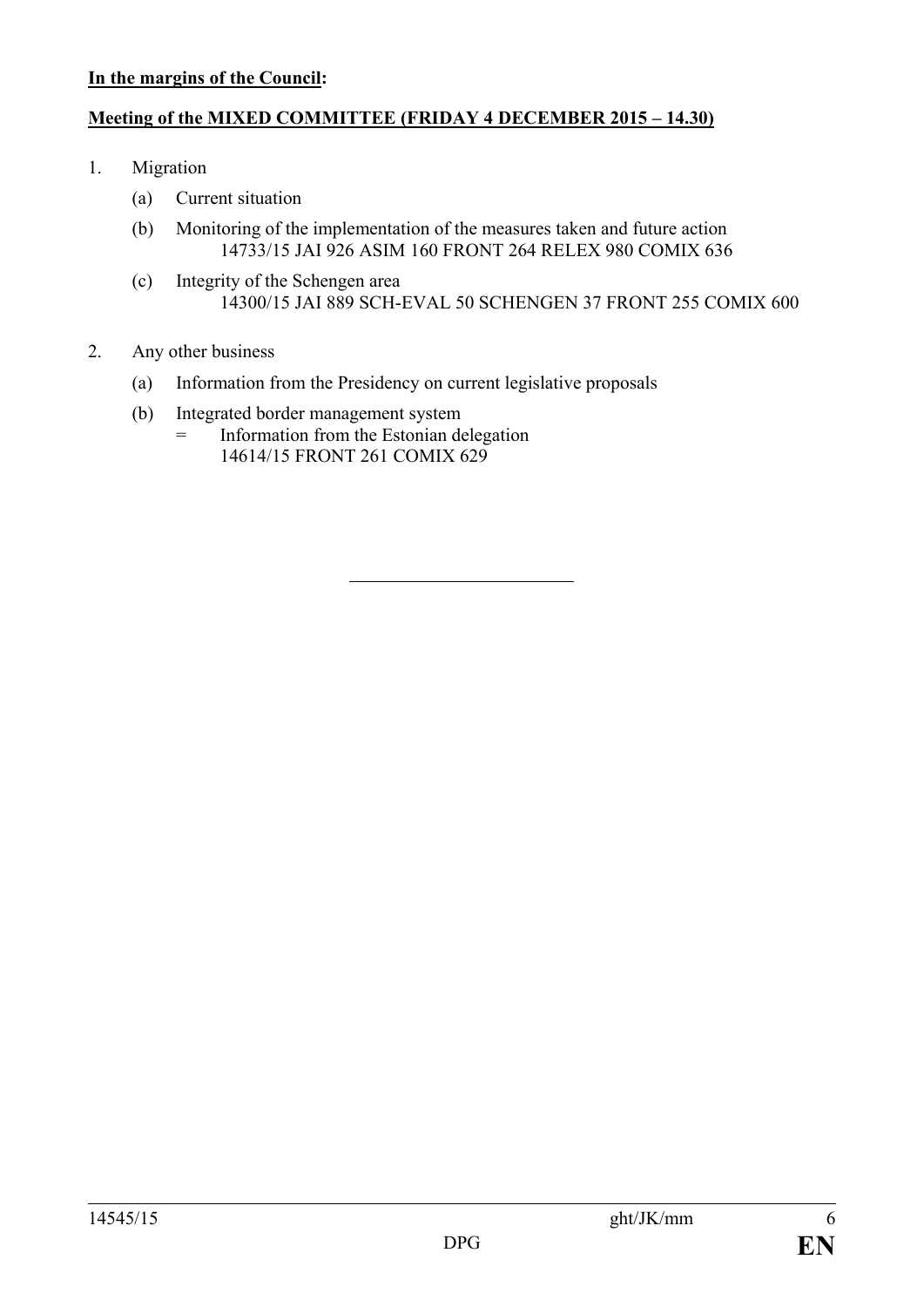**<u>In the margins of the Council</u>:**

**<u>Meeting of the MIXED COMMITTEE (FRIDAY 4 DECEMBER 2015 – 14.30)</u>**

1. Migration
   - (a) Current situation
   - (b) Monitoring of the implementation of the measures taken and future action
     14733/15 JAI 926 ASIM 160 FRONT 264 RELEX 980 COMIX 636
   - (c) Integrity of the Schengen area
     14300/15 JAI 889 SCH-EVAL 50 SCHENGEN 37 FRONT 255 COMIX 600

2. Any other business
   - (a) Information from the Presidency on current legislative proposals
   - (b) Integrated border management system
     = Information from the Estonian delegation
     14614/15 FRONT 261 COMIX 629

---